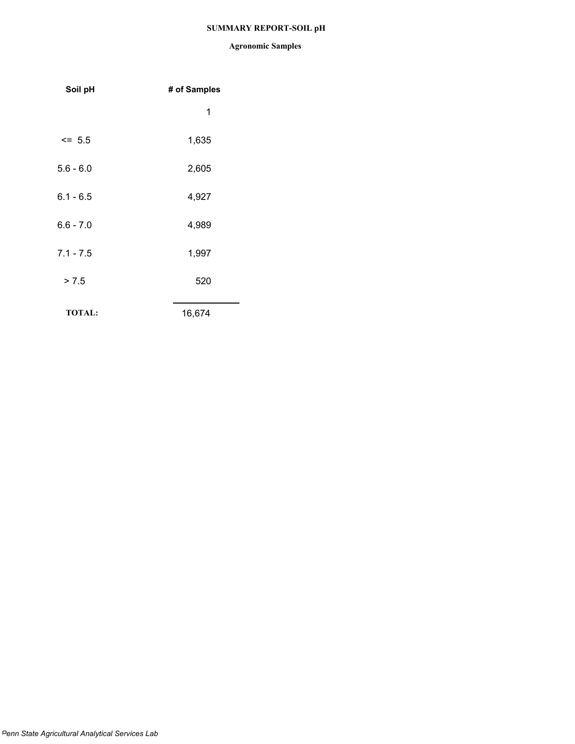**SUMMARY REPORT-SOIL pH**

**Agronomic Samples**

| Soil pH | # of Samples |
|---|---|
| | 1 |
| <= 5.5 | 1,635 |
| 5.6 - 6.0 | 2,605 |
| 6.1 - 6.5 | 4,927 |
| 6.6 - 7.0 | 4,989 |
| 7.1 - 7.5 | 1,997 |
| > 7.5 | 520 |
| **TOTAL:** | 16,674 |

*Penn State Agricultural Analytical Services Lab*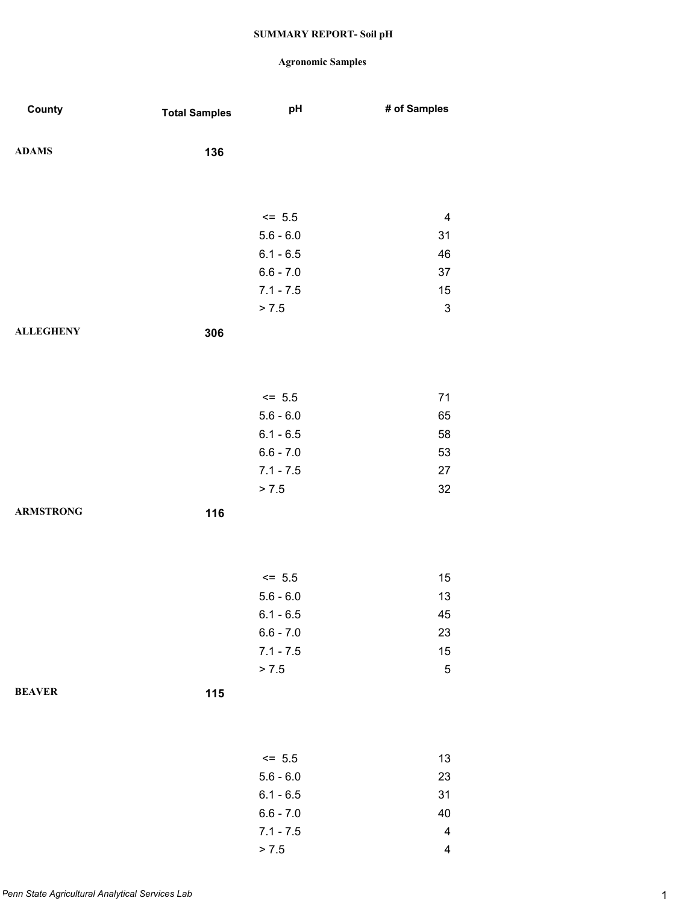# SUMMARY REPORT- Soil pH

## Agronomic Samples

| County | Total Samples | pH | # of Samples |
|---|---|---|---|
| ADAMS | 136 | | |
| | | <= 5.5 | 4 |
| | | 5.6 - 6.0 | 31 |
| | | 6.1 - 6.5 | 46 |
| | | 6.6 - 7.0 | 37 |
| | | 7.1 - 7.5 | 15 |
| | | > 7.5 | 3 |
| ALLEGHENY | 306 | | |
| | | <= 5.5 | 71 |
| | | 5.6 - 6.0 | 65 |
| | | 6.1 - 6.5 | 58 |
| | | 6.6 - 7.0 | 53 |
| | | 7.1 - 7.5 | 27 |
| | | > 7.5 | 32 |
| ARMSTRONG | 116 | | |
| | | <= 5.5 | 15 |
| | | 5.6 - 6.0 | 13 |
| | | 6.1 - 6.5 | 45 |
| | | 6.6 - 7.0 | 23 |
| | | 7.1 - 7.5 | 15 |
| | | > 7.5 | 5 |
| BEAVER | 115 | | |
| | | <= 5.5 | 13 |
| | | 5.6 - 6.0 | 23 |
| | | 6.1 - 6.5 | 31 |
| | | 6.6 - 7.0 | 40 |
| | | 7.1 - 7.5 | 4 |
| | | > 7.5 | 4 |

*Penn State Agricultural Analytical Services Lab*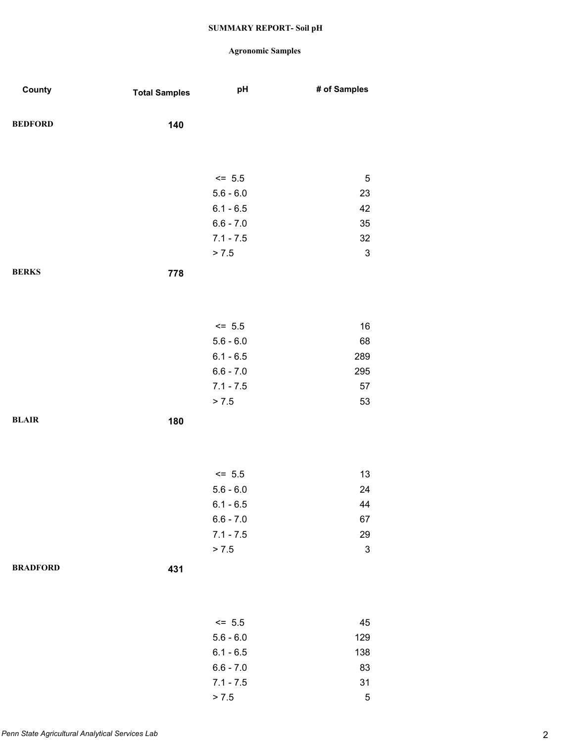**SUMMARY REPORT- Soil pH**

**Agronomic Samples**

| County | Total Samples | pH | # of Samples |
|---|---|---|---|
| **BEDFORD** | **140** | | |
| | | <= 5.5 | 5 |
| | | 5.6 - 6.0 | 23 |
| | | 6.1 - 6.5 | 42 |
| | | 6.6 - 7.0 | 35 |
| | | 7.1 - 7.5 | 32 |
| | | > 7.5 | 3 |
| **BERKS** | **778** | | |
| | | <= 5.5 | 16 |
| | | 5.6 - 6.0 | 68 |
| | | 6.1 - 6.5 | 289 |
| | | 6.6 - 7.0 | 295 |
| | | 7.1 - 7.5 | 57 |
| | | > 7.5 | 53 |
| **BLAIR** | **180** | | |
| | | <= 5.5 | 13 |
| | | 5.6 - 6.0 | 24 |
| | | 6.1 - 6.5 | 44 |
| | | 6.6 - 7.0 | 67 |
| | | 7.1 - 7.5 | 29 |
| | | > 7.5 | 3 |
| **BRADFORD** | **431** | | |
| | | <= 5.5 | 45 |
| | | 5.6 - 6.0 | 129 |
| | | 6.1 - 6.5 | 138 |
| | | 6.6 - 7.0 | 83 |
| | | 7.1 - 7.5 | 31 |
| | | > 7.5 | 5 |

*Penn State Agricultural Analytical Services Lab*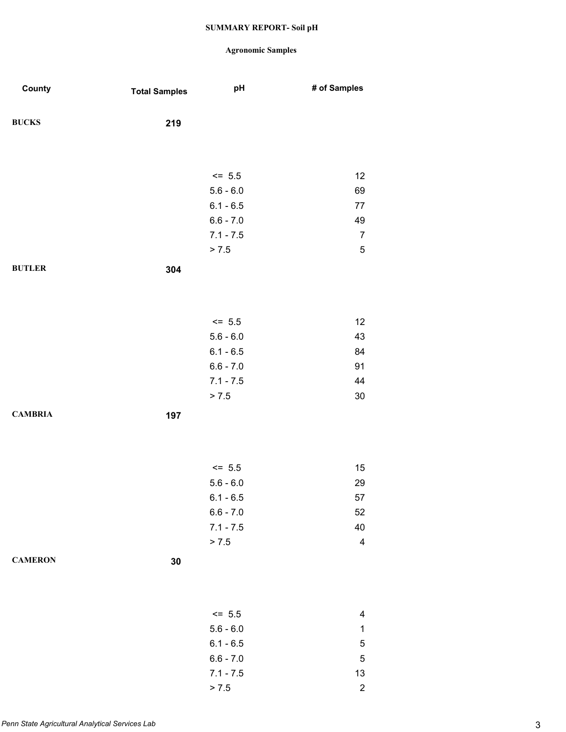# SUMMARY REPORT- Soil pH

## Agronomic Samples

| County | Total Samples | pH | # of Samples |
|---|---|---|---|
| BUCKS | 219 | | |
| | | <= 5.5 | 12 |
| | | 5.6 - 6.0 | 69 |
| | | 6.1 - 6.5 | 77 |
| | | 6.6 - 7.0 | 49 |
| | | 7.1 - 7.5 | 7 |
| | | > 7.5 | 5 |
| BUTLER | 304 | | |
| | | <= 5.5 | 12 |
| | | 5.6 - 6.0 | 43 |
| | | 6.1 - 6.5 | 84 |
| | | 6.6 - 7.0 | 91 |
| | | 7.1 - 7.5 | 44 |
| | | > 7.5 | 30 |
| CAMBRIA | 197 | | |
| | | <= 5.5 | 15 |
| | | 5.6 - 6.0 | 29 |
| | | 6.1 - 6.5 | 57 |
| | | 6.6 - 7.0 | 52 |
| | | 7.1 - 7.5 | 40 |
| | | > 7.5 | 4 |
| CAMERON | 30 | | |
| | | <= 5.5 | 4 |
| | | 5.6 - 6.0 | 1 |
| | | 6.1 - 6.5 | 5 |
| | | 6.6 - 7.0 | 5 |
| | | 7.1 - 7.5 | 13 |
| | | > 7.5 | 2 |

*Penn State Agricultural Analytical Services Lab*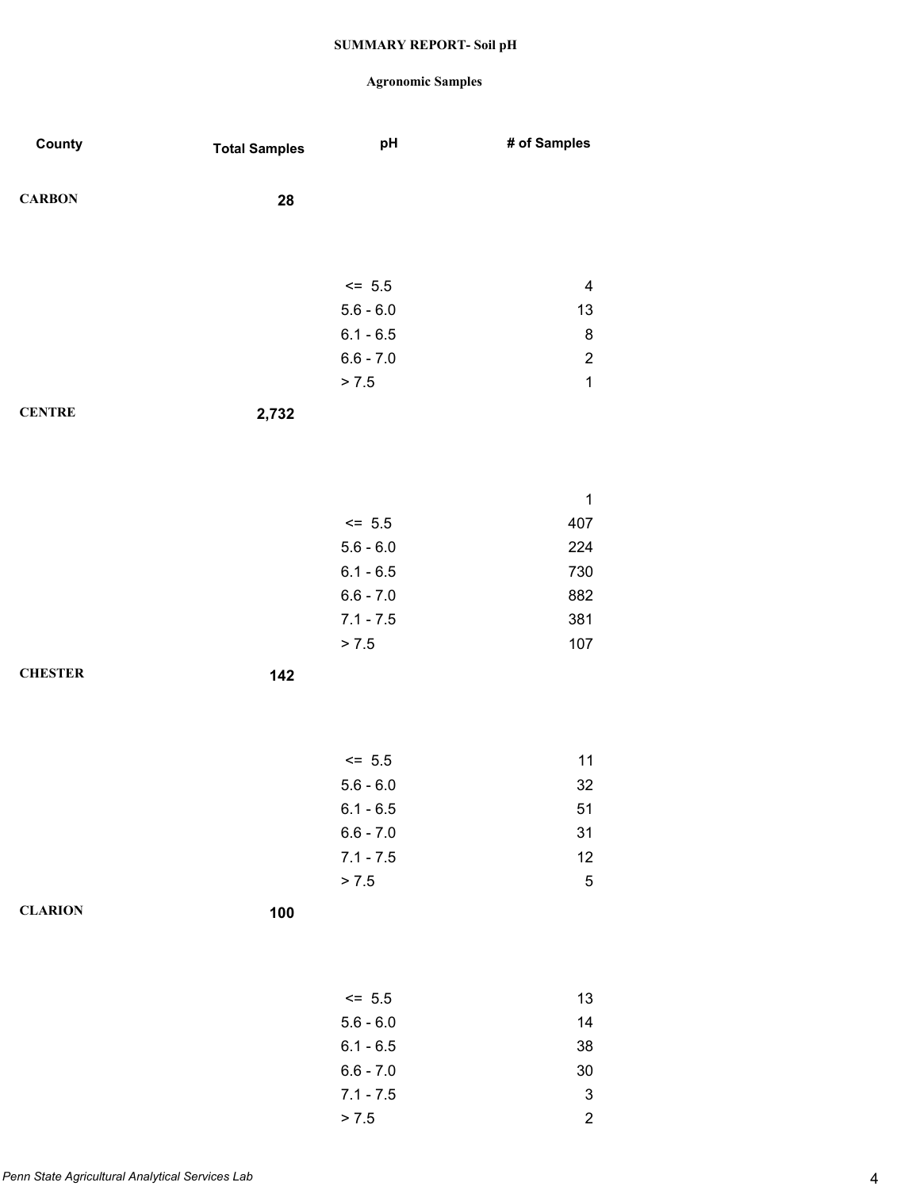**SUMMARY REPORT- Soil pH**

**Agronomic Samples**

| County | Total Samples | pH | # of Samples |
| --- | --- | --- | --- |
| **CARBON** | **28** | | |
| | | <= 5.5 | 4 |
| | | 5.6 - 6.0 | 13 |
| | | 6.1 - 6.5 | 8 |
| | | 6.6 - 7.0 | 2 |
| | | > 7.5 | 1 |
| **CENTRE** | **2,732** | | |
| | | | 1 |
| | | <= 5.5 | 407 |
| | | 5.6 - 6.0 | 224 |
| | | 6.1 - 6.5 | 730 |
| | | 6.6 - 7.0 | 882 |
| | | 7.1 - 7.5 | 381 |
| | | > 7.5 | 107 |
| **CHESTER** | **142** | | |
| | | <= 5.5 | 11 |
| | | 5.6 - 6.0 | 32 |
| | | 6.1 - 6.5 | 51 |
| | | 6.6 - 7.0 | 31 |
| | | 7.1 - 7.5 | 12 |
| | | > 7.5 | 5 |
| **CLARION** | **100** | | |
| | | <= 5.5 | 13 |
| | | 5.6 - 6.0 | 14 |
| | | 6.1 - 6.5 | 38 |
| | | 6.6 - 7.0 | 30 |
| | | 7.1 - 7.5 | 3 |
| | | > 7.5 | 2 |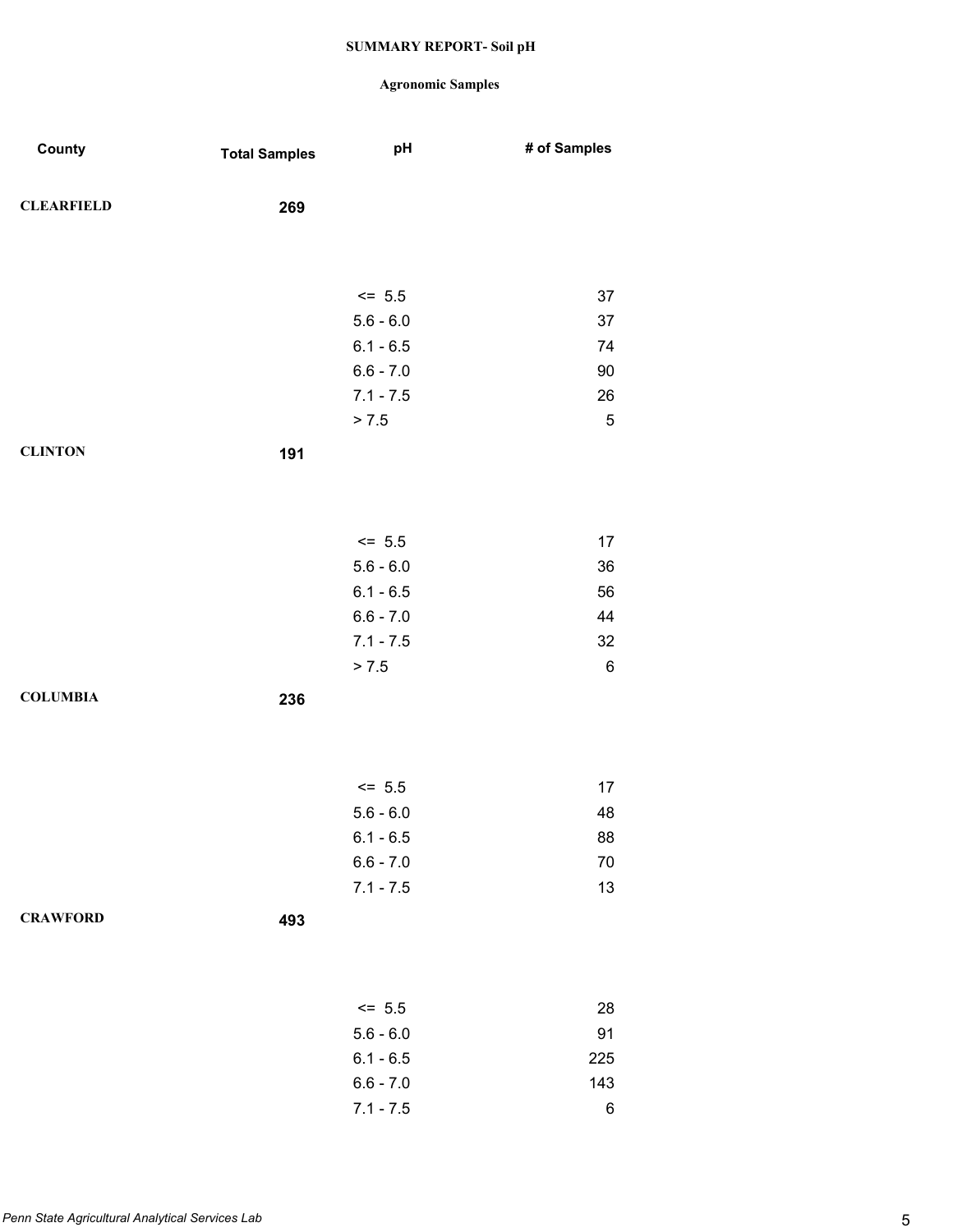**SUMMARY REPORT- Soil pH**

**Agronomic Samples**

| County | Total Samples | pH | # of Samples |
|---|---|---|---|
| **CLEARFIELD** | **269** | | |
| | | <= 5.5 | 37 |
| | | 5.6 - 6.0 | 37 |
| | | 6.1 - 6.5 | 74 |
| | | 6.6 - 7.0 | 90 |
| | | 7.1 - 7.5 | 26 |
| | | > 7.5 | 5 |
| **CLINTON** | **191** | | |
| | | <= 5.5 | 17 |
| | | 5.6 - 6.0 | 36 |
| | | 6.1 - 6.5 | 56 |
| | | 6.6 - 7.0 | 44 |
| | | 7.1 - 7.5 | 32 |
| | | > 7.5 | 6 |
| **COLUMBIA** | **236** | | |
| | | <= 5.5 | 17 |
| | | 5.6 - 6.0 | 48 |
| | | 6.1 - 6.5 | 88 |
| | | 6.6 - 7.0 | 70 |
| | | 7.1 - 7.5 | 13 |
| **CRAWFORD** | **493** | | |
| | | <= 5.5 | 28 |
| | | 5.6 - 6.0 | 91 |
| | | 6.1 - 6.5 | 225 |
| | | 6.6 - 7.0 | 143 |
| | | 7.1 - 7.5 | 6 |

*Penn State Agricultural Analytical Services Lab*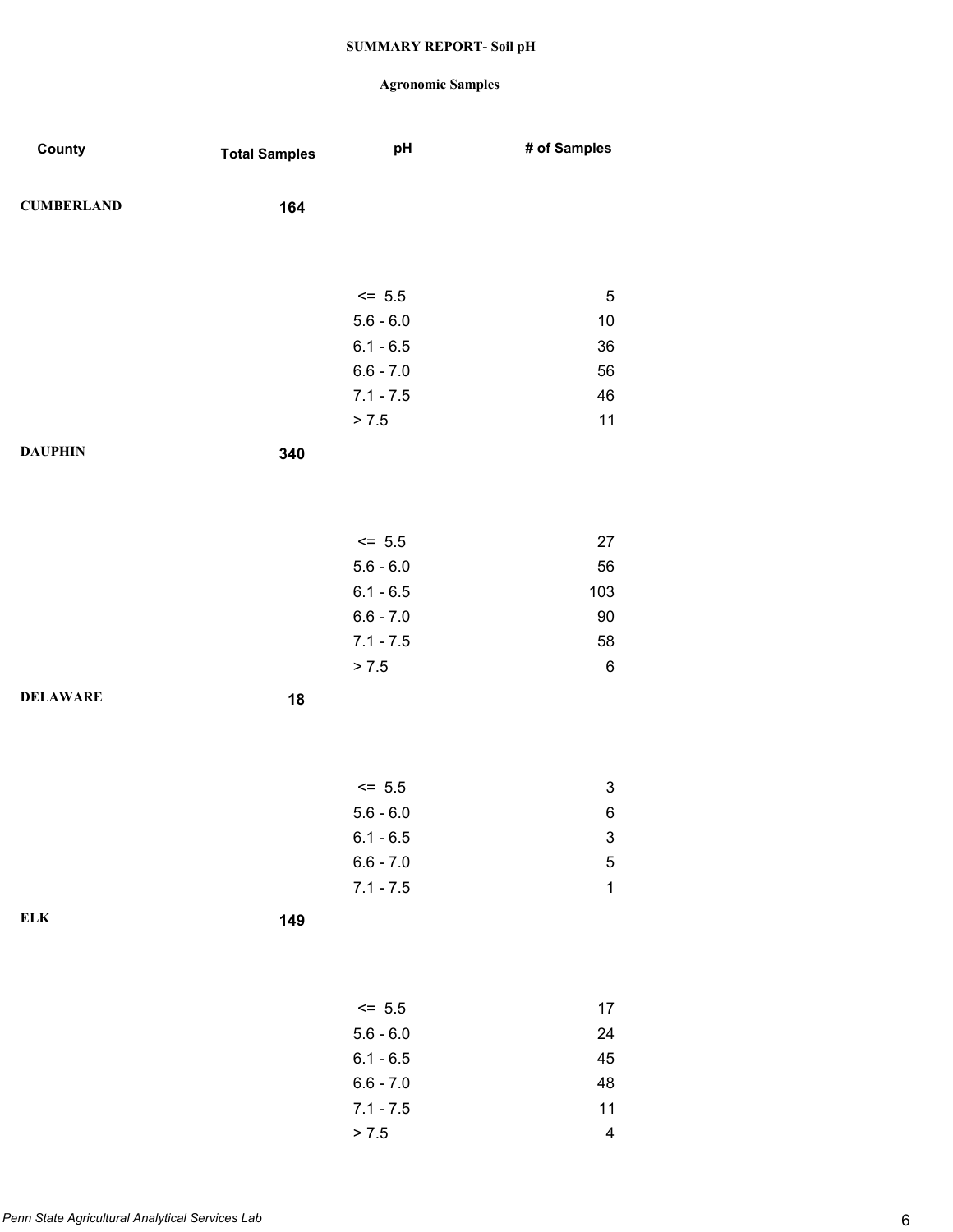# SUMMARY REPORT- Soil pH

## Agronomic Samples

| County | Total Samples | pH | # of Samples |
|---|---|---|---|
| CUMBERLAND | 164 | | |
| | | <= 5.5 | 5 |
| | | 5.6 - 6.0 | 10 |
| | | 6.1 - 6.5 | 36 |
| | | 6.6 - 7.0 | 56 |
| | | 7.1 - 7.5 | 46 |
| | | > 7.5 | 11 |
| DAUPHIN | 340 | | |
| | | <= 5.5 | 27 |
| | | 5.6 - 6.0 | 56 |
| | | 6.1 - 6.5 | 103 |
| | | 6.6 - 7.0 | 90 |
| | | 7.1 - 7.5 | 58 |
| | | > 7.5 | 6 |
| DELAWARE | 18 | | |
| | | <= 5.5 | 3 |
| | | 5.6 - 6.0 | 6 |
| | | 6.1 - 6.5 | 3 |
| | | 6.6 - 7.0 | 5 |
| | | 7.1 - 7.5 | 1 |
| ELK | 149 | | |
| | | <= 5.5 | 17 |
| | | 5.6 - 6.0 | 24 |
| | | 6.1 - 6.5 | 45 |
| | | 6.6 - 7.0 | 48 |
| | | 7.1 - 7.5 | 11 |
| | | > 7.5 | 4 |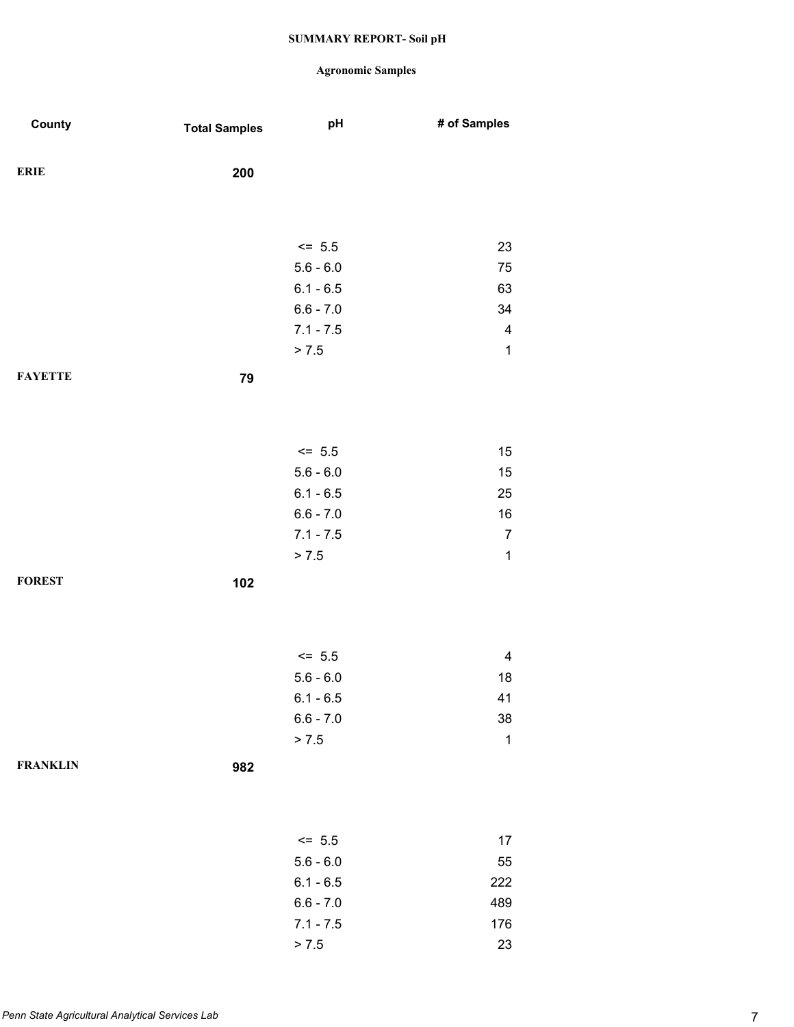# SUMMARY REPORT- Soil pH

## Agronomic Samples

| County | Total Samples | pH | # of Samples |
|---|---|---|---|
| ERIE | 200 | | |
| | | <= 5.5 | 23 |
| | | 5.6 - 6.0 | 75 |
| | | 6.1 - 6.5 | 63 |
| | | 6.6 - 7.0 | 34 |
| | | 7.1 - 7.5 | 4 |
| | | > 7.5 | 1 |
| FAYETTE | 79 | | |
| | | <= 5.5 | 15 |
| | | 5.6 - 6.0 | 15 |
| | | 6.1 - 6.5 | 25 |
| | | 6.6 - 7.0 | 16 |
| | | 7.1 - 7.5 | 7 |
| | | > 7.5 | 1 |
| FOREST | 102 | | |
| | | <= 5.5 | 4 |
| | | 5.6 - 6.0 | 18 |
| | | 6.1 - 6.5 | 41 |
| | | 6.6 - 7.0 | 38 |
| | | > 7.5 | 1 |
| FRANKLIN | 982 | | |
| | | <= 5.5 | 17 |
| | | 5.6 - 6.0 | 55 |
| | | 6.1 - 6.5 | 222 |
| | | 6.6 - 7.0 | 489 |
| | | 7.1 - 7.5 | 176 |
| | | > 7.5 | 23 |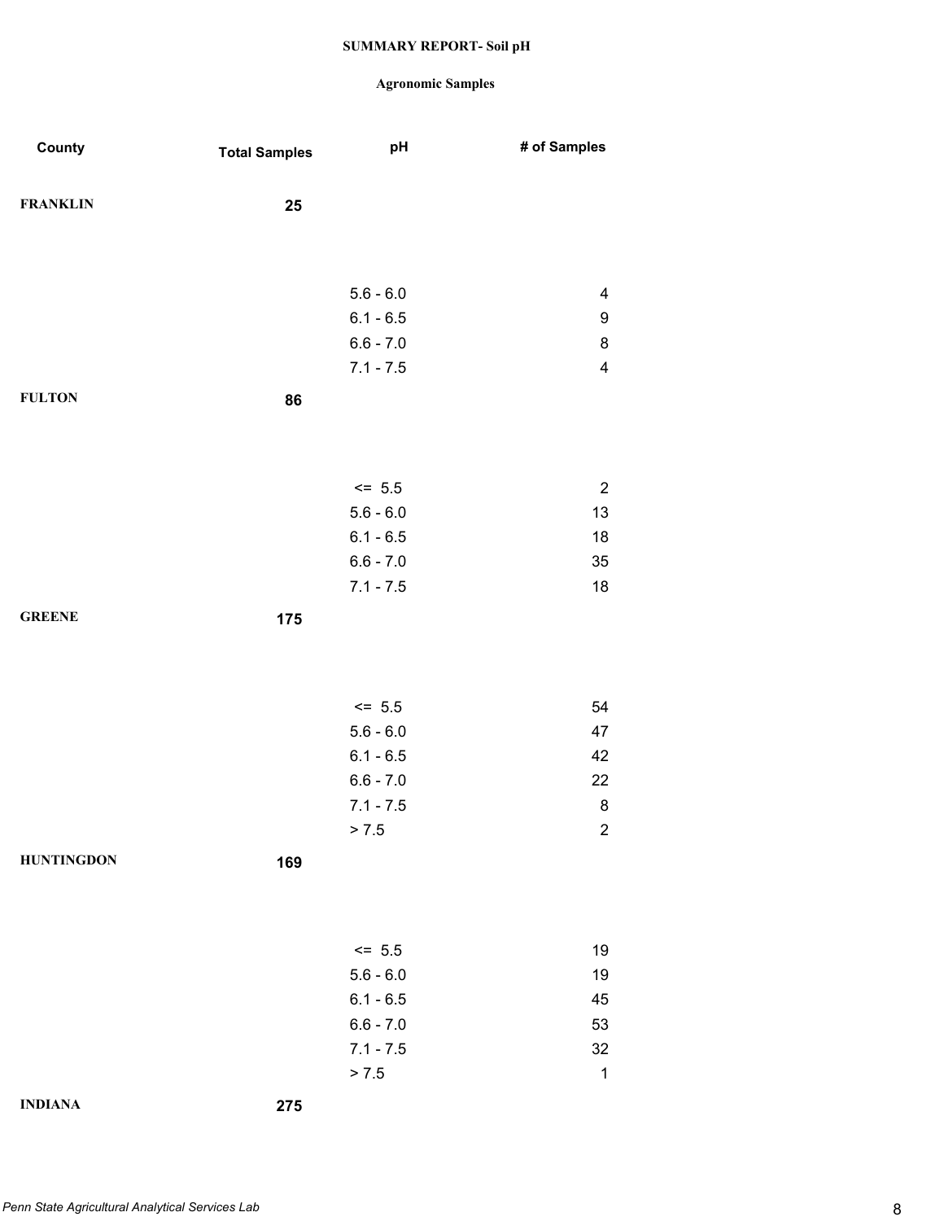**SUMMARY REPORT- Soil pH**

**Agronomic Samples**

| County | Total Samples | pH | # of Samples |
|---|---|---|---|
| **FRANKLIN** | **25** | | |
| | | 5.6 - 6.0 | 4 |
| | | 6.1 - 6.5 | 9 |
| | | 6.6 - 7.0 | 8 |
| | | 7.1 - 7.5 | 4 |
| **FULTON** | **86** | | |
| | | <= 5.5 | 2 |
| | | 5.6 - 6.0 | 13 |
| | | 6.1 - 6.5 | 18 |
| | | 6.6 - 7.0 | 35 |
| | | 7.1 - 7.5 | 18 |
| **GREENE** | **175** | | |
| | | <= 5.5 | 54 |
| | | 5.6 - 6.0 | 47 |
| | | 6.1 - 6.5 | 42 |
| | | 6.6 - 7.0 | 22 |
| | | 7.1 - 7.5 | 8 |
| | | > 7.5 | 2 |
| **HUNTINGDON** | **169** | | |
| | | <= 5.5 | 19 |
| | | 5.6 - 6.0 | 19 |
| | | 6.1 - 6.5 | 45 |
| | | 6.6 - 7.0 | 53 |
| | | 7.1 - 7.5 | 32 |
| | | > 7.5 | 1 |
| **INDIANA** | **275** | | |

*Penn State Agricultural Analytical Services Lab*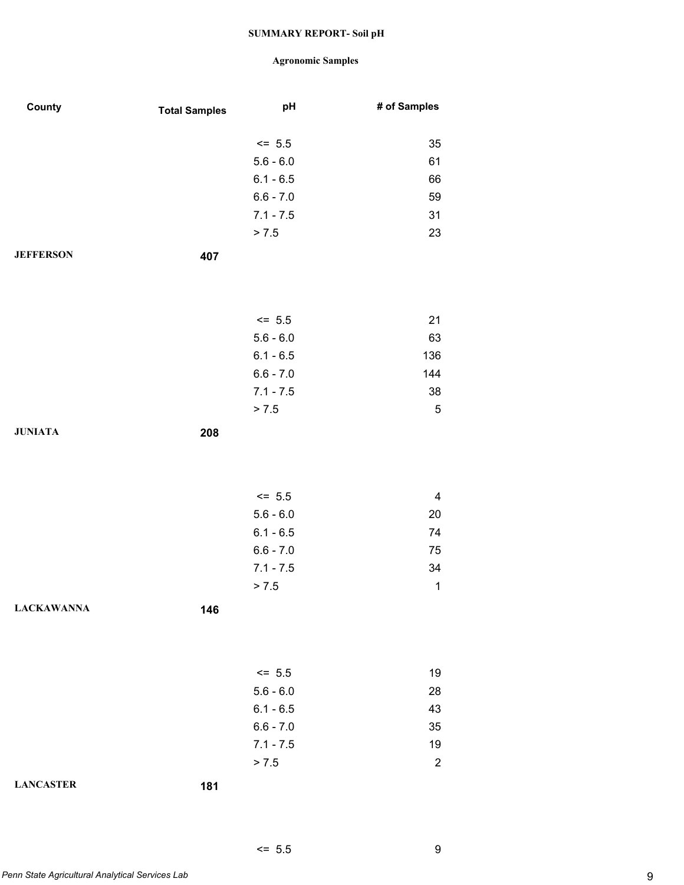**SUMMARY REPORT- Soil pH**

**Agronomic Samples**

| County | Total Samples | pH | # of Samples |
|---|---|---|---|
| | | <= 5.5 | 35 |
| | | 5.6 - 6.0 | 61 |
| | | 6.1 - 6.5 | 66 |
| | | 6.6 - 7.0 | 59 |
| | | 7.1 - 7.5 | 31 |
| | | > 7.5 | 23 |
| **JEFFERSON** | **407** | | |
| | | <= 5.5 | 21 |
| | | 5.6 - 6.0 | 63 |
| | | 6.1 - 6.5 | 136 |
| | | 6.6 - 7.0 | 144 |
| | | 7.1 - 7.5 | 38 |
| | | > 7.5 | 5 |
| **JUNIATA** | **208** | | |
| | | <= 5.5 | 4 |
| | | 5.6 - 6.0 | 20 |
| | | 6.1 - 6.5 | 74 |
| | | 6.6 - 7.0 | 75 |
| | | 7.1 - 7.5 | 34 |
| | | > 7.5 | 1 |
| **LACKAWANNA** | **146** | | |
| | | <= 5.5 | 19 |
| | | 5.6 - 6.0 | 28 |
| | | 6.1 - 6.5 | 43 |
| | | 6.6 - 7.0 | 35 |
| | | 7.1 - 7.5 | 19 |
| | | > 7.5 | 2 |
| **LANCASTER** | **181** | | |
| | | <= 5.5 | 9 |

*Penn State Agricultural Analytical Services Lab*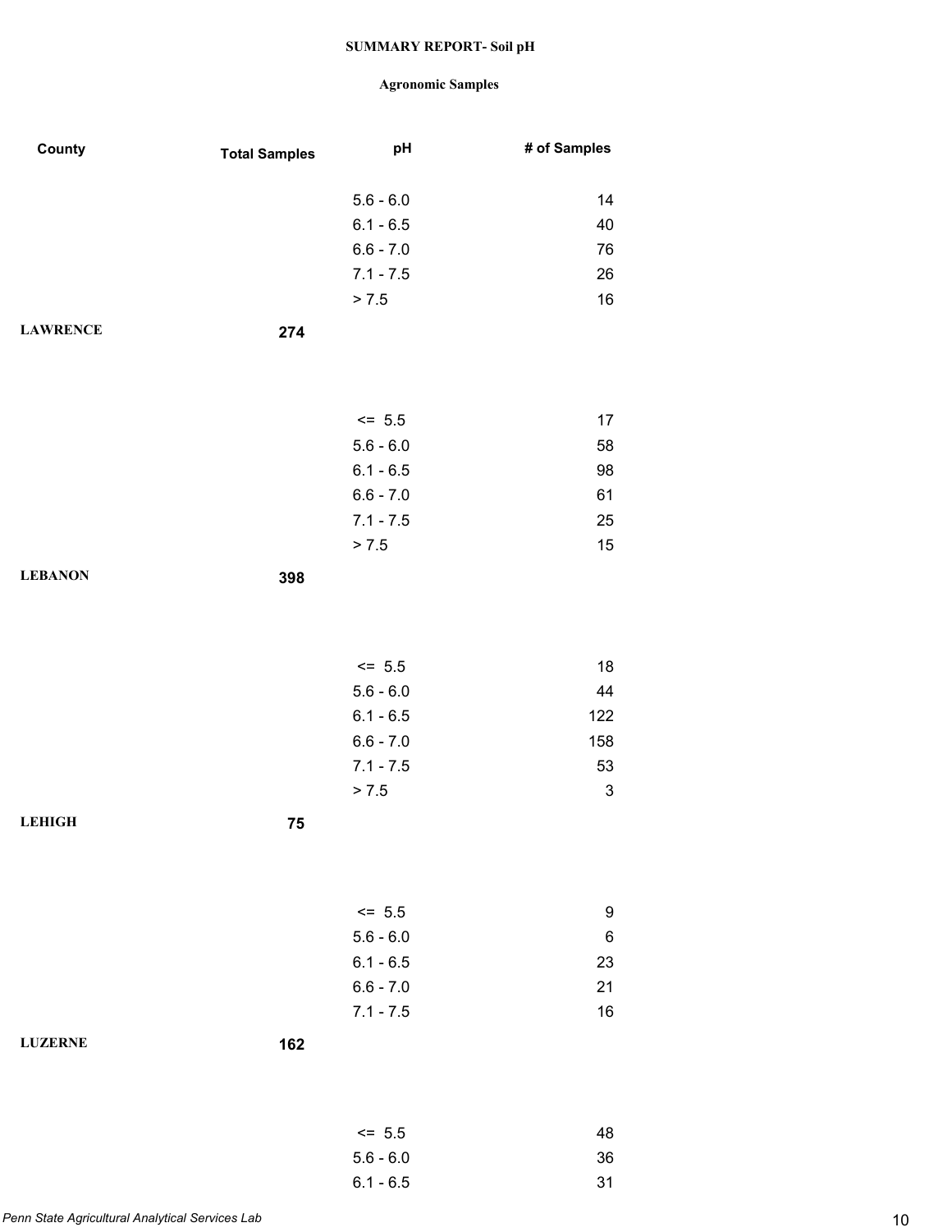**SUMMARY REPORT- Soil pH**

**Agronomic Samples**

| County | Total Samples | pH | # of Samples |
|---|---|---|---|
| | | 5.6 - 6.0 | 14 |
| | | 6.1 - 6.5 | 40 |
| | | 6.6 - 7.0 | 76 |
| | | 7.1 - 7.5 | 26 |
| | | > 7.5 | 16 |
| **LAWRENCE** | **274** | | |
| | | <= 5.5 | 17 |
| | | 5.6 - 6.0 | 58 |
| | | 6.1 - 6.5 | 98 |
| | | 6.6 - 7.0 | 61 |
| | | 7.1 - 7.5 | 25 |
| | | > 7.5 | 15 |
| **LEBANON** | **398** | | |
| | | <= 5.5 | 18 |
| | | 5.6 - 6.0 | 44 |
| | | 6.1 - 6.5 | 122 |
| | | 6.6 - 7.0 | 158 |
| | | 7.1 - 7.5 | 53 |
| | | > 7.5 | 3 |
| **LEHIGH** | **75** | | |
| | | <= 5.5 | 9 |
| | | 5.6 - 6.0 | 6 |
| | | 6.1 - 6.5 | 23 |
| | | 6.6 - 7.0 | 21 |
| | | 7.1 - 7.5 | 16 |
| **LUZERNE** | **162** | | |
| | | <= 5.5 | 48 |
| | | 5.6 - 6.0 | 36 |
| | | 6.1 - 6.5 | 31 |

*Penn State Agricultural Analytical Services Lab*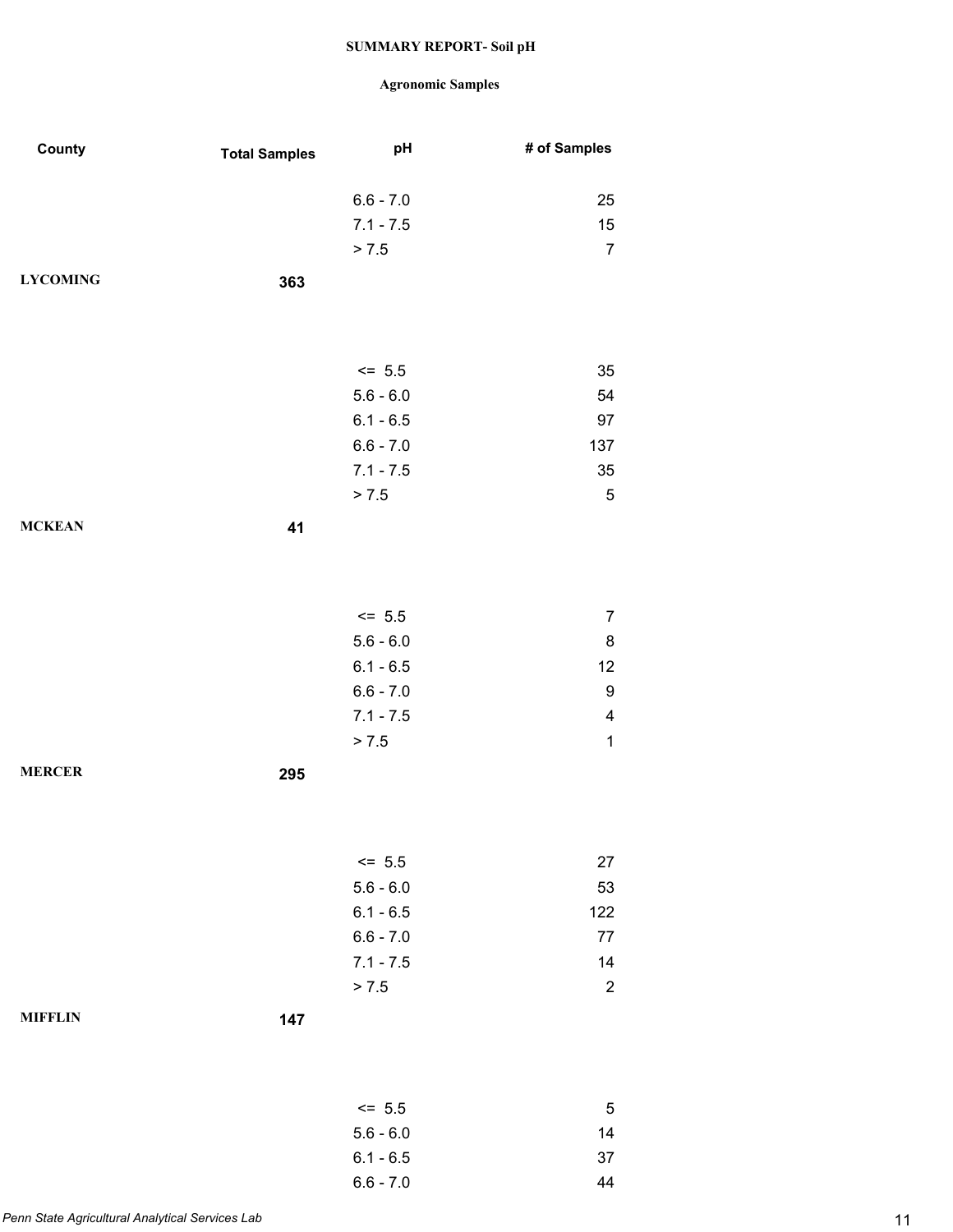**SUMMARY REPORT- Soil pH**

**Agronomic Samples**

| County | Total Samples | pH | # of Samples |
|---|---|---|---|
| | | 6.6 - 7.0 | 25 |
| | | 7.1 - 7.5 | 15 |
| | | > 7.5 | 7 |
| **LYCOMING** | **363** | | |
| | | <= 5.5 | 35 |
| | | 5.6 - 6.0 | 54 |
| | | 6.1 - 6.5 | 97 |
| | | 6.6 - 7.0 | 137 |
| | | 7.1 - 7.5 | 35 |
| | | > 7.5 | 5 |
| **MCKEAN** | **41** | | |
| | | <= 5.5 | 7 |
| | | 5.6 - 6.0 | 8 |
| | | 6.1 - 6.5 | 12 |
| | | 6.6 - 7.0 | 9 |
| | | 7.1 - 7.5 | 4 |
| | | > 7.5 | 1 |
| **MERCER** | **295** | | |
| | | <= 5.5 | 27 |
| | | 5.6 - 6.0 | 53 |
| | | 6.1 - 6.5 | 122 |
| | | 6.6 - 7.0 | 77 |
| | | 7.1 - 7.5 | 14 |
| | | > 7.5 | 2 |
| **MIFFLIN** | **147** | | |
| | | <= 5.5 | 5 |
| | | 5.6 - 6.0 | 14 |
| | | 6.1 - 6.5 | 37 |
| | | 6.6 - 7.0 | 44 |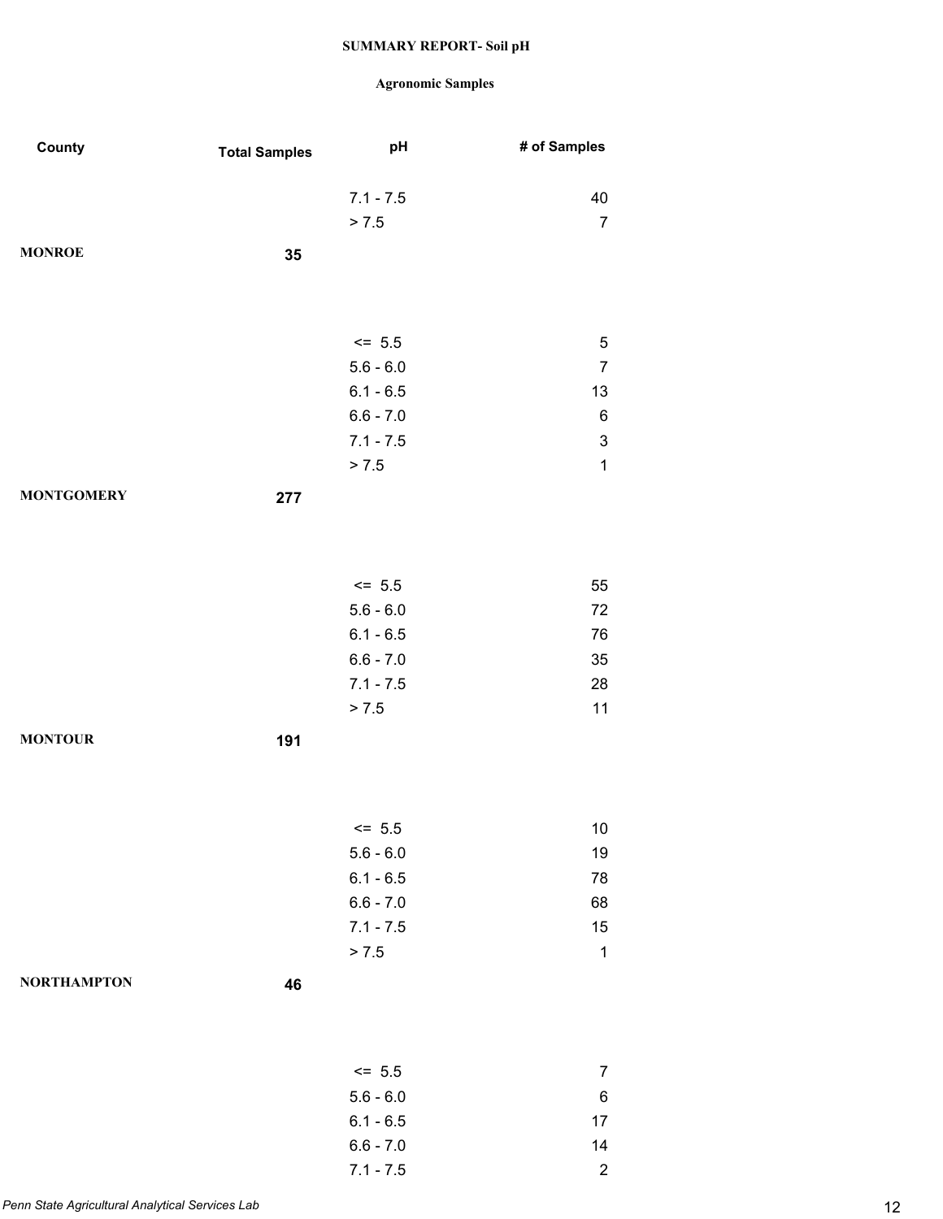**SUMMARY REPORT- Soil pH**

**Agronomic Samples**

| County | Total Samples | pH | # of Samples |
|---|---|---|---|
| | | 7.1 - 7.5 | 40 |
| | | > 7.5 | 7 |
| **MONROE** | **35** | | |
| | | <= 5.5 | 5 |
| | | 5.6 - 6.0 | 7 |
| | | 6.1 - 6.5 | 13 |
| | | 6.6 - 7.0 | 6 |
| | | 7.1 - 7.5 | 3 |
| | | > 7.5 | 1 |
| **MONTGOMERY** | **277** | | |
| | | <= 5.5 | 55 |
| | | 5.6 - 6.0 | 72 |
| | | 6.1 - 6.5 | 76 |
| | | 6.6 - 7.0 | 35 |
| | | 7.1 - 7.5 | 28 |
| | | > 7.5 | 11 |
| **MONTOUR** | **191** | | |
| | | <= 5.5 | 10 |
| | | 5.6 - 6.0 | 19 |
| | | 6.1 - 6.5 | 78 |
| | | 6.6 - 7.0 | 68 |
| | | 7.1 - 7.5 | 15 |
| | | > 7.5 | 1 |
| **NORTHAMPTON** | **46** | | |
| | | <= 5.5 | 7 |
| | | 5.6 - 6.0 | 6 |
| | | 6.1 - 6.5 | 17 |
| | | 6.6 - 7.0 | 14 |
| | | 7.1 - 7.5 | 2 |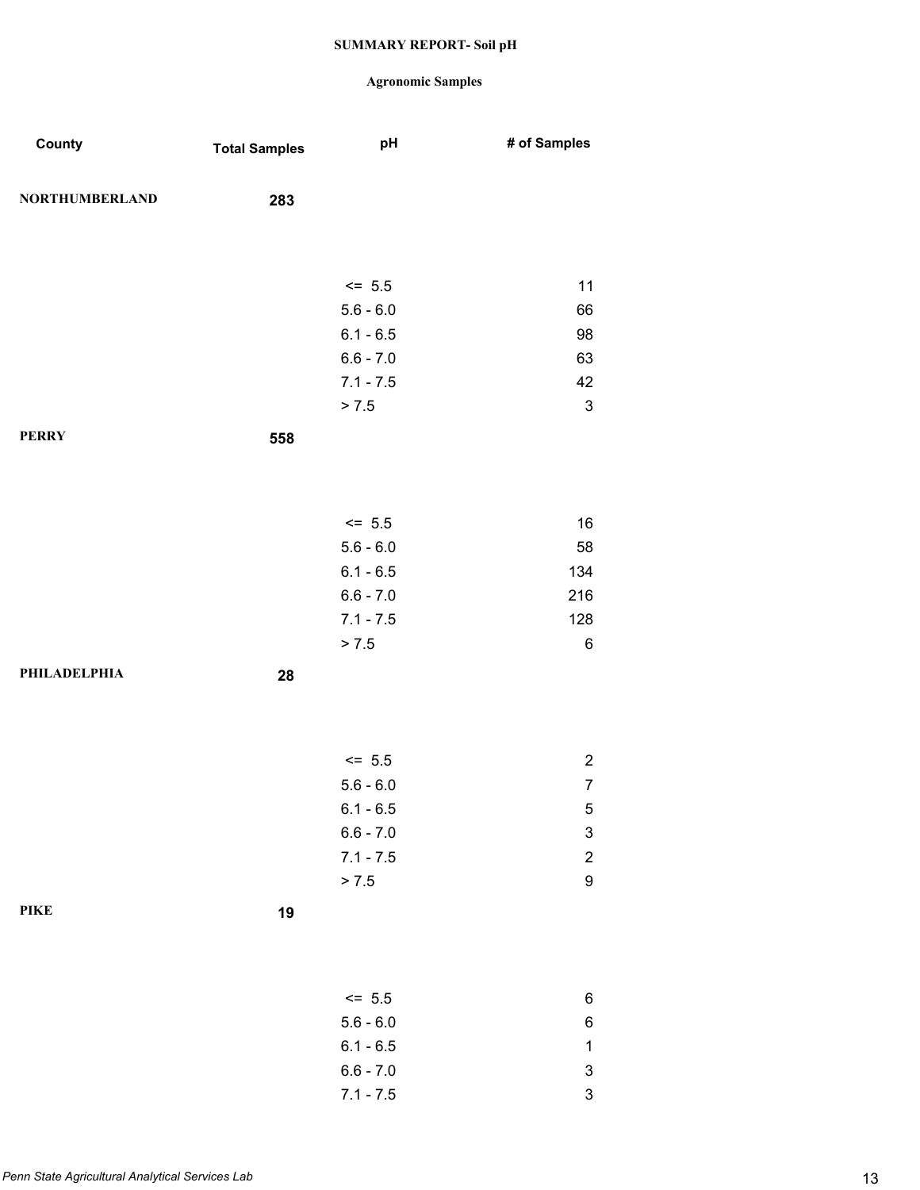# SUMMARY REPORT- Soil pH

## Agronomic Samples

| County | Total Samples | pH | # of Samples |
|---|---|---|---|
| NORTHUMBERLAND | 283 | | |
| | | <= 5.5 | 11 |
| | | 5.6 - 6.0 | 66 |
| | | 6.1 - 6.5 | 98 |
| | | 6.6 - 7.0 | 63 |
| | | 7.1 - 7.5 | 42 |
| | | > 7.5 | 3 |
| PERRY | 558 | | |
| | | <= 5.5 | 16 |
| | | 5.6 - 6.0 | 58 |
| | | 6.1 - 6.5 | 134 |
| | | 6.6 - 7.0 | 216 |
| | | 7.1 - 7.5 | 128 |
| | | > 7.5 | 6 |
| PHILADELPHIA | 28 | | |
| | | <= 5.5 | 2 |
| | | 5.6 - 6.0 | 7 |
| | | 6.1 - 6.5 | 5 |
| | | 6.6 - 7.0 | 3 |
| | | 7.1 - 7.5 | 2 |
| | | > 7.5 | 9 |
| PIKE | 19 | | |
| | | <= 5.5 | 6 |
| | | 5.6 - 6.0 | 6 |
| | | 6.1 - 6.5 | 1 |
| | | 6.6 - 7.0 | 3 |
| | | 7.1 - 7.5 | 3 |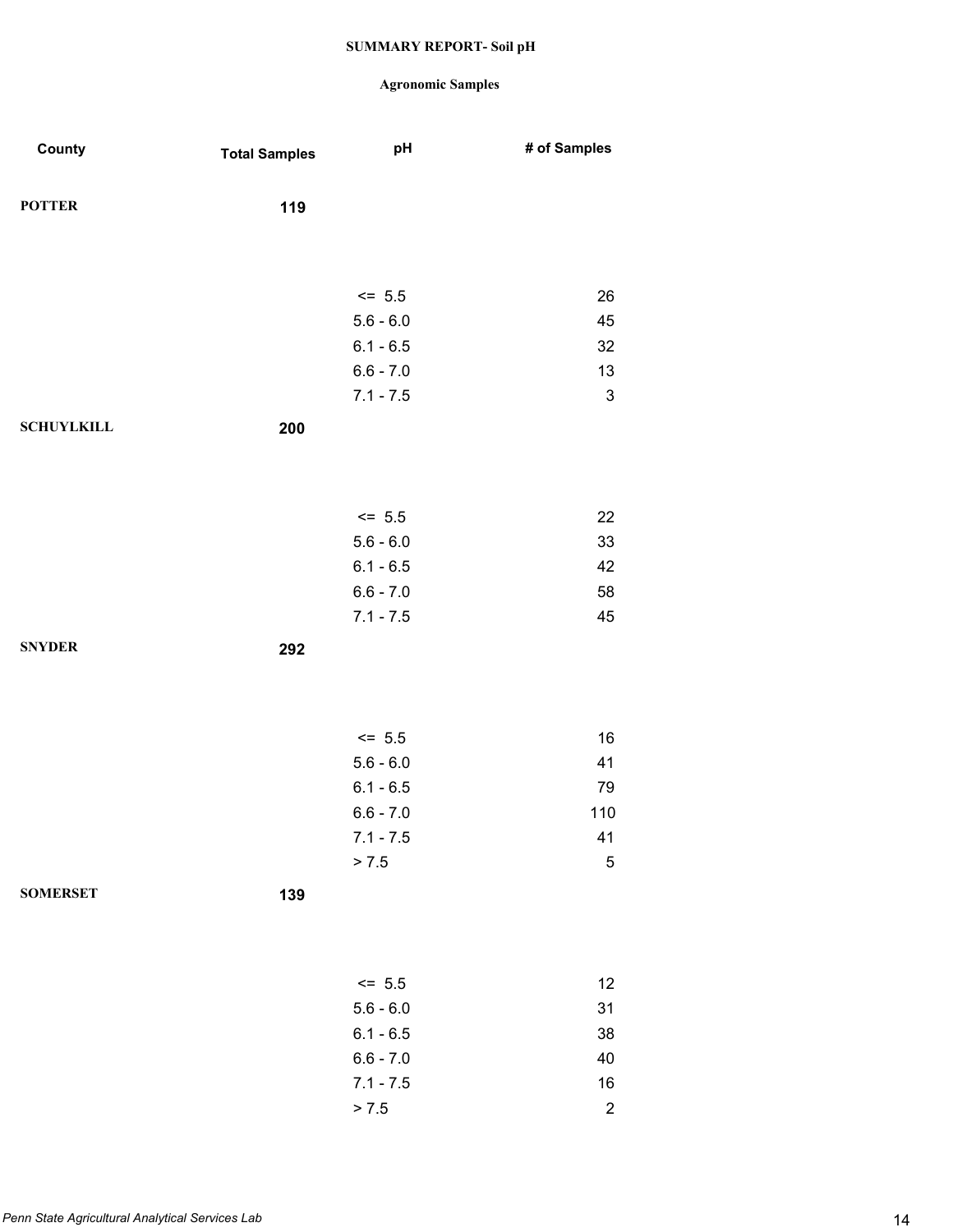# SUMMARY REPORT- Soil pH

## Agronomic Samples

| County | Total Samples | pH | # of Samples |
|---|---|---|---|
| **POTTER** | **119** | | |
| | | <= 5.5 | 26 |
| | | 5.6 - 6.0 | 45 |
| | | 6.1 - 6.5 | 32 |
| | | 6.6 - 7.0 | 13 |
| | | 7.1 - 7.5 | 3 |
| **SCHUYLKILL** | **200** | | |
| | | <= 5.5 | 22 |
| | | 5.6 - 6.0 | 33 |
| | | 6.1 - 6.5 | 42 |
| | | 6.6 - 7.0 | 58 |
| | | 7.1 - 7.5 | 45 |
| **SNYDER** | **292** | | |
| | | <= 5.5 | 16 |
| | | 5.6 - 6.0 | 41 |
| | | 6.1 - 6.5 | 79 |
| | | 6.6 - 7.0 | 110 |
| | | 7.1 - 7.5 | 41 |
| | | > 7.5 | 5 |
| **SOMERSET** | **139** | | |
| | | <= 5.5 | 12 |
| | | 5.6 - 6.0 | 31 |
| | | 6.1 - 6.5 | 38 |
| | | 6.6 - 7.0 | 40 |
| | | 7.1 - 7.5 | 16 |
| | | > 7.5 | 2 |

*Penn State Agricultural Analytical Services Lab*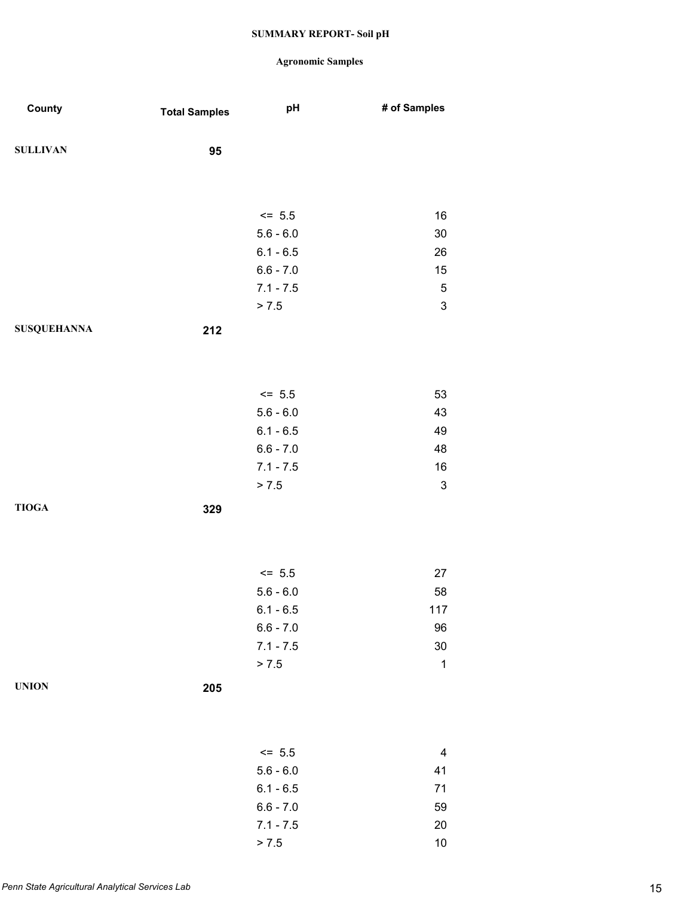**SUMMARY REPORT- Soil pH**

**Agronomic Samples**

| County | Total Samples | pH | # of Samples |
|---|---|---|---|
| **SULLIVAN** | **95** | | |
| | | <= 5.5 | 16 |
| | | 5.6 - 6.0 | 30 |
| | | 6.1 - 6.5 | 26 |
| | | 6.6 - 7.0 | 15 |
| | | 7.1 - 7.5 | 5 |
| | | > 7.5 | 3 |
| **SUSQUEHANNA** | **212** | | |
| | | <= 5.5 | 53 |
| | | 5.6 - 6.0 | 43 |
| | | 6.1 - 6.5 | 49 |
| | | 6.6 - 7.0 | 48 |
| | | 7.1 - 7.5 | 16 |
| | | > 7.5 | 3 |
| **TIOGA** | **329** | | |
| | | <= 5.5 | 27 |
| | | 5.6 - 6.0 | 58 |
| | | 6.1 - 6.5 | 117 |
| | | 6.6 - 7.0 | 96 |
| | | 7.1 - 7.5 | 30 |
| | | > 7.5 | 1 |
| **UNION** | **205** | | |
| | | <= 5.5 | 4 |
| | | 5.6 - 6.0 | 41 |
| | | 6.1 - 6.5 | 71 |
| | | 6.6 - 7.0 | 59 |
| | | 7.1 - 7.5 | 20 |
| | | > 7.5 | 10 |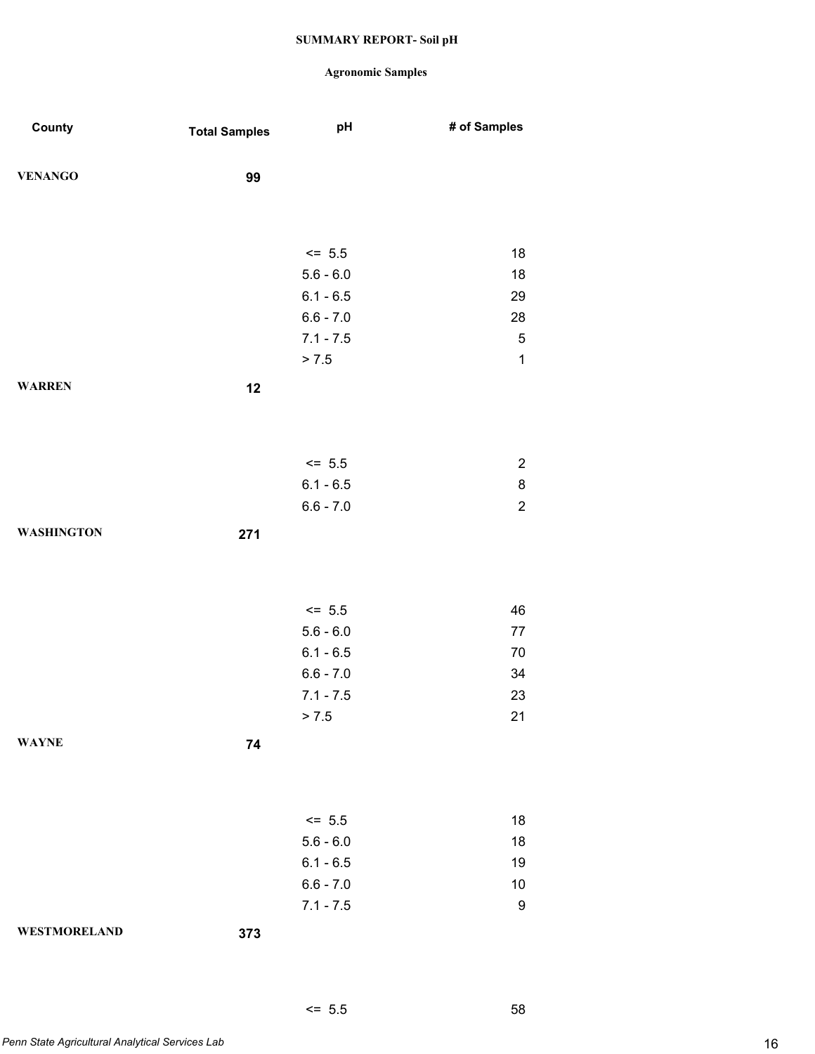**SUMMARY REPORT- Soil pH**

**Agronomic Samples**

| County | Total Samples | pH | # of Samples |
|---|---|---|---|
| **VENANGO** | **99** | | |
| | | <= 5.5 | 18 |
| | | 5.6 - 6.0 | 18 |
| | | 6.1 - 6.5 | 29 |
| | | 6.6 - 7.0 | 28 |
| | | 7.1 - 7.5 | 5 |
| | | > 7.5 | 1 |
| **WARREN** | **12** | | |
| | | <= 5.5 | 2 |
| | | 6.1 - 6.5 | 8 |
| | | 6.6 - 7.0 | 2 |
| **WASHINGTON** | **271** | | |
| | | <= 5.5 | 46 |
| | | 5.6 - 6.0 | 77 |
| | | 6.1 - 6.5 | 70 |
| | | 6.6 - 7.0 | 34 |
| | | 7.1 - 7.5 | 23 |
| | | > 7.5 | 21 |
| **WAYNE** | **74** | | |
| | | <= 5.5 | 18 |
| | | 5.6 - 6.0 | 18 |
| | | 6.1 - 6.5 | 19 |
| | | 6.6 - 7.0 | 10 |
| | | 7.1 - 7.5 | 9 |
| **WESTMORELAND** | **373** | | |
| | | <= 5.5 | 58 |

*Penn State Agricultural Analytical Services Lab*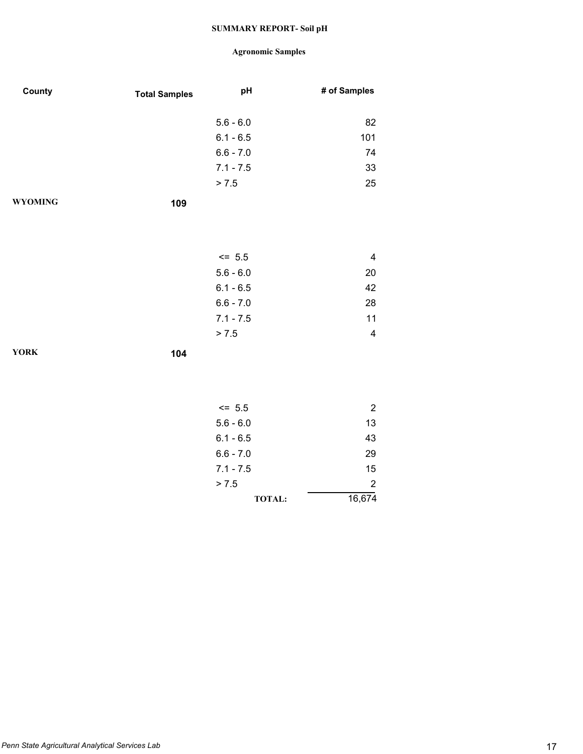**SUMMARY REPORT- Soil pH**

**Agronomic Samples**

| County | Total Samples | pH | # of Samples |
|---|---|---|---|
| | | 5.6 - 6.0 | 82 |
| | | 6.1 - 6.5 | 101 |
| | | 6.6 - 7.0 | 74 |
| | | 7.1 - 7.5 | 33 |
| | | > 7.5 | 25 |
| **WYOMING** | **109** | | |
| | | <= 5.5 | 4 |
| | | 5.6 - 6.0 | 20 |
| | | 6.1 - 6.5 | 42 |
| | | 6.6 - 7.0 | 28 |
| | | 7.1 - 7.5 | 11 |
| | | > 7.5 | 4 |
| **YORK** | **104** | | |
| | | <= 5.5 | 2 |
| | | 5.6 - 6.0 | 13 |
| | | 6.1 - 6.5 | 43 |
| | | 6.6 - 7.0 | 29 |
| | | 7.1 - 7.5 | 15 |
| | | > 7.5 | 2 |
| | | **TOTAL:** | 16,674 |